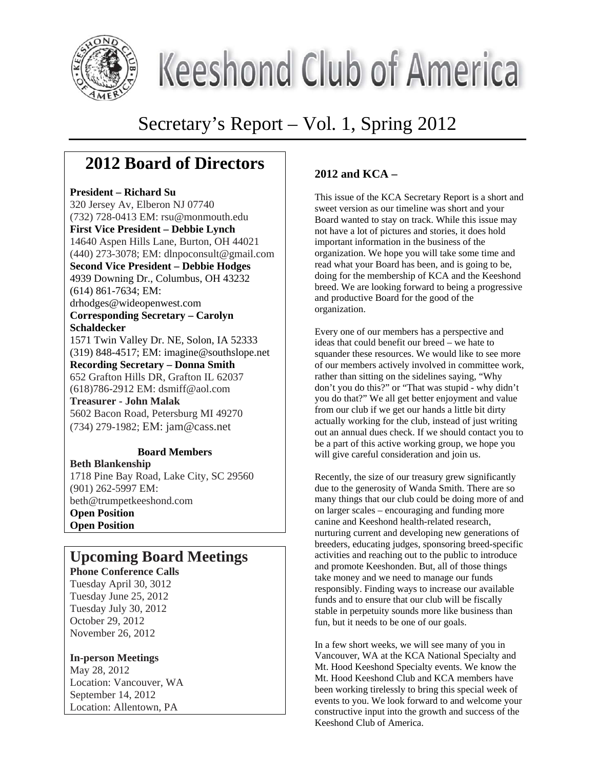# Keeshond Club of America

## Secretary's Report – Vol. 1, Spring 2012

## 2012 Board of Directors

**President – Richard Su**
320 Jersey Av, Elberon NJ 07740
(732) 728-0413 EM: rsu@monmouth.edu

**First Vice President – Debbie Lynch**
14640 Aspen Hills Lane, Burton, OH 44021
(440) 273-3078; EM: dlnpoconsult@gmail.com

**Second Vice President – Debbie Hodges**
4939 Downing Dr., Columbus, OH 43232
(614) 861-7634; EM:
drhodges@wideopenwest.com

**Corresponding Secretary – Carolyn Schaldecker**
1571 Twin Valley Dr. NE, Solon, IA 52333
(319) 848-4517; EM: imagine@southslope.net

**Recording Secretary – Donna Smith**
652 Grafton Hills DR, Grafton IL 62037
(618)786-2912 EM: dsmiff@aol.com

**Treasurer - John Malak**
5602 Bacon Road, Petersburg MI 49270
(734) 279-1982; EM: jam@cass.net

**Board Members**

**Beth Blankenship**
1718 Pine Bay Road, Lake City, SC 29560
(901) 262-5997 EM:
beth@trumpetkeeshond.com

**Open Position**

**Open Position**

## Upcoming Board Meetings

**Phone Conference Calls**
Tuesday April 30, 3012
Tuesday June 25, 2012
Tuesday July 30, 2012
October 29, 2012
November 26, 2012

**In-person Meetings**
May 28, 2012
Location: Vancouver, WA
September 14, 2012
Location: Allentown, PA

### 2012 and KCA –

This issue of the KCA Secretary Report is a short and sweet version as our timeline was short and your Board wanted to stay on track. While this issue may not have a lot of pictures and stories, it does hold important information in the business of the organization. We hope you will take some time and read what your Board has been, and is going to be, doing for the membership of KCA and the Keeshond breed. We are looking forward to being a progressive and productive Board for the good of the organization.

Every one of our members has a perspective and ideas that could benefit our breed – we hate to squander these resources. We would like to see more of our members actively involved in committee work, rather than sitting on the sidelines saying, "Why don't you do this?" or "That was stupid - why didn't you do that?" We all get better enjoyment and value from our club if we get our hands a little bit dirty actually working for the club, instead of just writing out an annual dues check. If we should contact you to be a part of this active working group, we hope you will give careful consideration and join us.

Recently, the size of our treasury grew significantly due to the generosity of Wanda Smith. There are so many things that our club could be doing more of and on larger scales – encouraging and funding more canine and Keeshond health-related research, nurturing current and developing new generations of breeders, educating judges, sponsoring breed-specific activities and reaching out to the public to introduce and promote Keeshonden. But, all of those things take money and we need to manage our funds responsibly. Finding ways to increase our available funds and to ensure that our club will be fiscally stable in perpetuity sounds more like business than fun, but it needs to be one of our goals.

In a few short weeks, we will see many of you in Vancouver, WA at the KCA National Specialty and Mt. Hood Keeshond Specialty events. We know the Mt. Hood Keeshond Club and KCA members have been working tirelessly to bring this special week of events to you. We look forward to and welcome your constructive input into the growth and success of the Keeshond Club of America.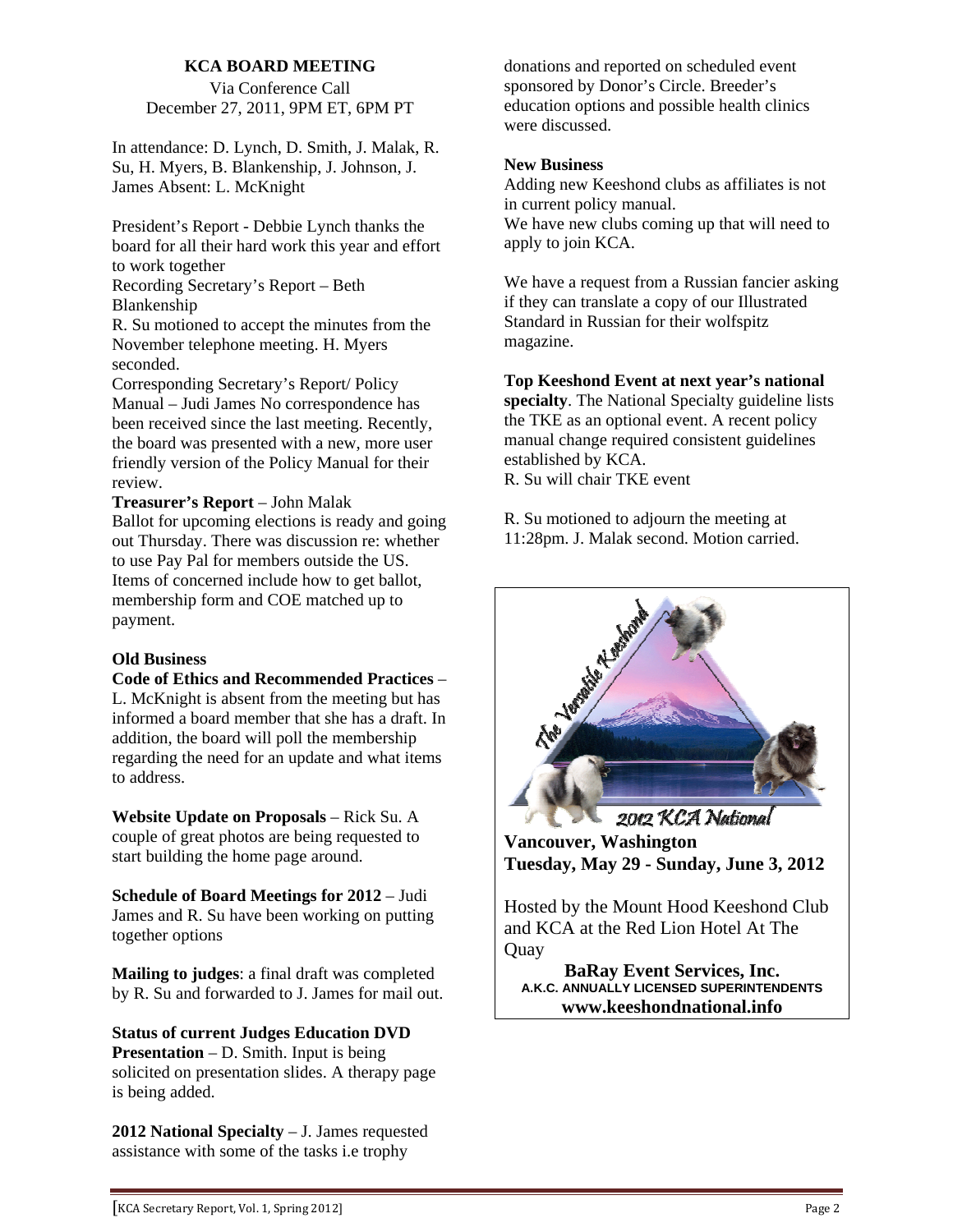**KCA BOARD MEETING**

Via Conference Call
December 27, 2011, 9PM ET, 6PM PT

In attendance: D. Lynch, D. Smith, J. Malak, R. Su, H. Myers, B. Blankenship, J. Johnson, J. James Absent: L. McKnight

President's Report - Debbie Lynch thanks the board for all their hard work this year and effort to work together

Recording Secretary's Report – Beth Blankenship

R. Su motioned to accept the minutes from the November telephone meeting. H. Myers seconded.

Corresponding Secretary's Report/ Policy Manual – Judi James No correspondence has been received since the last meeting. Recently, the board was presented with a new, more user friendly version of the Policy Manual for their review.

**Treasurer's Report** – John Malak

Ballot for upcoming elections is ready and going out Thursday. There was discussion re: whether to use Pay Pal for members outside the US. Items of concerned include how to get ballot, membership form and COE matched up to payment.

**Old Business**

**Code of Ethics and Recommended Practices** – L. McKnight is absent from the meeting but has informed a board member that she has a draft. In addition, the board will poll the membership regarding the need for an update and what items to address.

**Website Update on Proposals** – Rick Su. A couple of great photos are being requested to start building the home page around.

**Schedule of Board Meetings for 2012** – Judi James and R. Su have been working on putting together options

**Mailing to judges**: a final draft was completed by R. Su and forwarded to J. James for mail out.

**Status of current Judges Education DVD Presentation** – D. Smith. Input is being solicited on presentation slides. A therapy page is being added.

**2012 National Specialty** – J. James requested assistance with some of the tasks i.e trophy donations and reported on scheduled event sponsored by Donor's Circle. Breeder's education options and possible health clinics were discussed.

**New Business**

Adding new Keeshond clubs as affiliates is not in current policy manual.

We have new clubs coming up that will need to apply to join KCA.

We have a request from a Russian fancier asking if they can translate a copy of our Illustrated Standard in Russian for their wolfspitz magazine.

**Top Keeshond Event at next year's national specialty**. The National Specialty guideline lists the TKE as an optional event. A recent policy manual change required consistent guidelines established by KCA.

R. Su will chair TKE event

R. Su motioned to adjourn the meeting at 11:28pm. J. Malak second. Motion carried.

The Versatile Keeshond

2012 KCA National

**Vancouver, Washington**
**Tuesday, May 29 - Sunday, June 3, 2012**

Hosted by the Mount Hood Keeshond Club and KCA at the Red Lion Hotel At The Quay

**BaRay Event Services, Inc.**
**A.K.C. ANNUALLY LICENSED SUPERINTENDENTS**
**www.keeshondnational.info**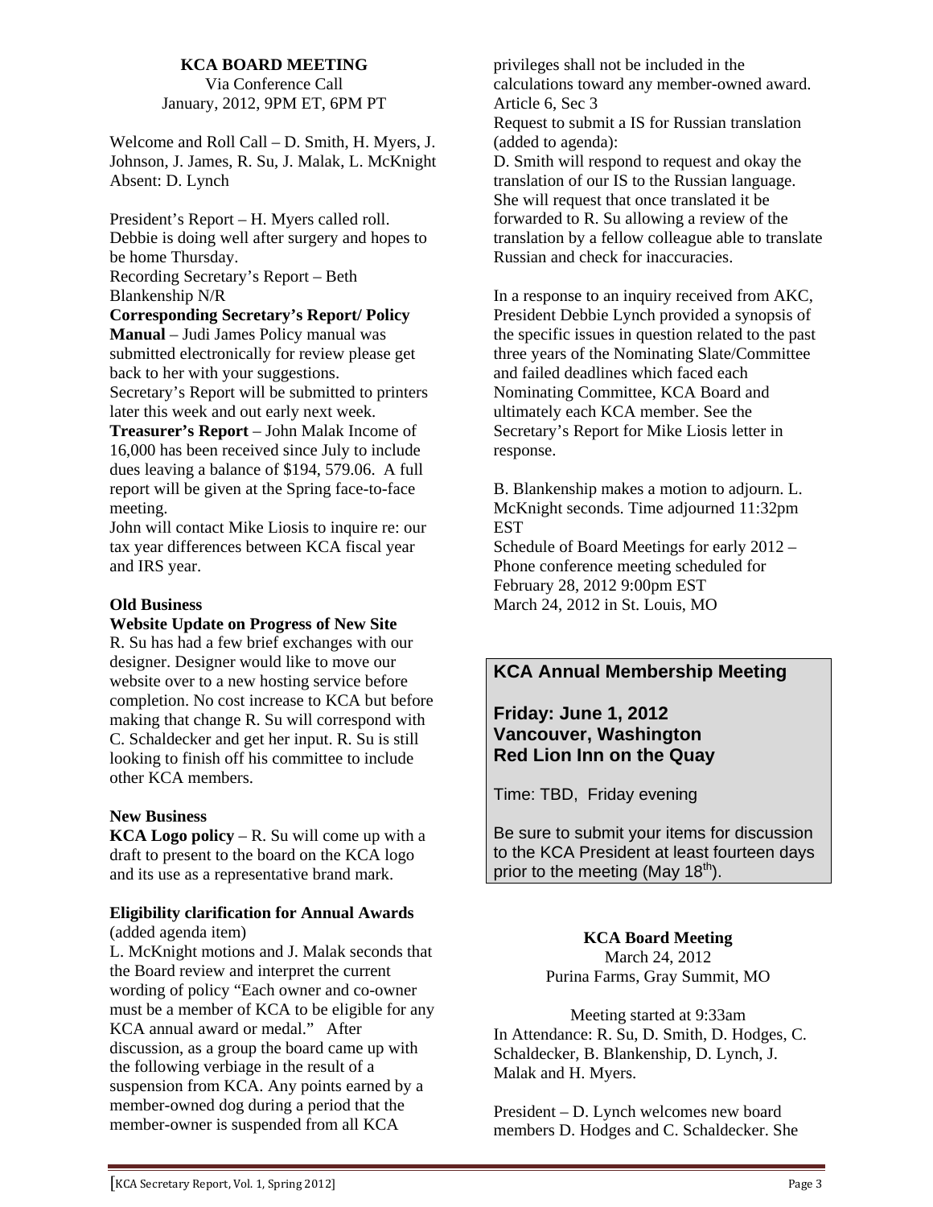**KCA BOARD MEETING**
Via Conference Call
January, 2012, 9PM ET, 6PM PT

Welcome and Roll Call – D. Smith, H. Myers, J. Johnson, J. James, R. Su, J. Malak, L. McKnight
Absent: D. Lynch

President's Report – H. Myers called roll. Debbie is doing well after surgery and hopes to be home Thursday.
Recording Secretary's Report – Beth Blankenship N/R
**Corresponding Secretary's Report/ Policy Manual** – Judi James Policy manual was submitted electronically for review please get back to her with your suggestions.
Secretary's Report will be submitted to printers later this week and out early next week.
**Treasurer's Report** – John Malak Income of 16,000 has been received since July to include dues leaving a balance of $194, 579.06. A full report will be given at the Spring face-to-face meeting.
John will contact Mike Liosis to inquire re: our tax year differences between KCA fiscal year and IRS year.

**Old Business**

**Website Update on Progress of New Site**
R. Su has had a few brief exchanges with our designer. Designer would like to move our website over to a new hosting service before completion. No cost increase to KCA but before making that change R. Su will correspond with C. Schaldecker and get her input. R. Su is still looking to finish off his committee to include other KCA members.

**New Business**
**KCA Logo policy** – R. Su will come up with a draft to present to the board on the KCA logo and its use as a representative brand mark.

**Eligibility clarification for Annual Awards** (added agenda item)
L. McKnight motions and J. Malak seconds that the Board review and interpret the current wording of policy "Each owner and co-owner must be a member of KCA to be eligible for any KCA annual award or medal." After discussion, as a group the board came up with the following verbiage in the result of a suspension from KCA. Any points earned by a member-owned dog during a period that the member-owner is suspended from all KCA privileges shall not be included in the calculations toward any member-owned award. Article 6, Sec 3
Request to submit a IS for Russian translation (added to agenda):
D. Smith will respond to request and okay the translation of our IS to the Russian language. She will request that once translated it be forwarded to R. Su allowing a review of the translation by a fellow colleague able to translate Russian and check for inaccuracies.

In a response to an inquiry received from AKC, President Debbie Lynch provided a synopsis of the specific issues in question related to the past three years of the Nominating Slate/Committee and failed deadlines which faced each Nominating Committee, KCA Board and ultimately each KCA member. See the Secretary's Report for Mike Liosis letter in response.

B. Blankenship makes a motion to adjourn. L. McKnight seconds. Time adjourned 11:32pm EST
Schedule of Board Meetings for early 2012 – Phone conference meeting scheduled for February 28, 2012 9:00pm EST
March 24, 2012 in St. Louis, MO

## KCA Annual Membership Meeting

**Friday: June 1, 2012**
**Vancouver, Washington**
**Red Lion Inn on the Quay**

Time: TBD, Friday evening

Be sure to submit your items for discussion to the KCA President at least fourteen days prior to the meeting (May 18th).

**KCA Board Meeting**
March 24, 2012
Purina Farms, Gray Summit, MO

Meeting started at 9:33am
In Attendance: R. Su, D. Smith, D. Hodges, C. Schaldecker, B. Blankenship, D. Lynch, J. Malak and H. Myers.

President – D. Lynch welcomes new board members D. Hodges and C. Schaldecker. She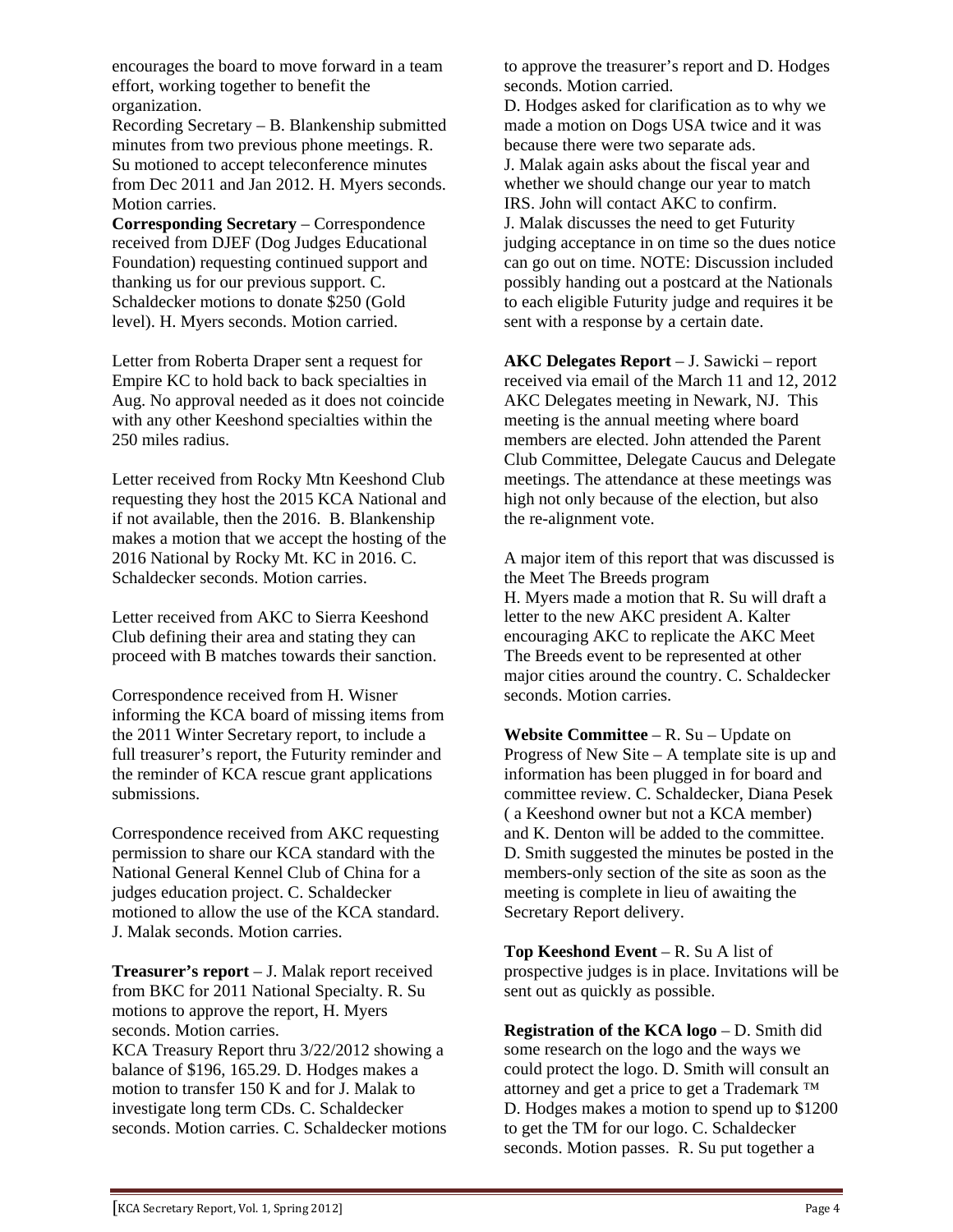encourages the board to move forward in a team effort, working together to benefit the organization.

Recording Secretary – B. Blankenship submitted minutes from two previous phone meetings. R. Su motioned to accept teleconference minutes from Dec 2011 and Jan 2012. H. Myers seconds. Motion carries.

**Corresponding Secretary** – Correspondence received from DJEF (Dog Judges Educational Foundation) requesting continued support and thanking us for our previous support. C. Schaldecker motions to donate $250 (Gold level). H. Myers seconds. Motion carried.

Letter from Roberta Draper sent a request for Empire KC to hold back to back specialties in Aug. No approval needed as it does not coincide with any other Keeshond specialties within the 250 miles radius.

Letter received from Rocky Mtn Keeshond Club requesting they host the 2015 KCA National and if not available, then the 2016. B. Blankenship makes a motion that we accept the hosting of the 2016 National by Rocky Mt. KC in 2016. C. Schaldecker seconds. Motion carries.

Letter received from AKC to Sierra Keeshond Club defining their area and stating they can proceed with B matches towards their sanction.

Correspondence received from H. Wisner informing the KCA board of missing items from the 2011 Winter Secretary report, to include a full treasurer's report, the Futurity reminder and the reminder of KCA rescue grant applications submissions.

Correspondence received from AKC requesting permission to share our KCA standard with the National General Kennel Club of China for a judges education project. C. Schaldecker motioned to allow the use of the KCA standard. J. Malak seconds. Motion carries.

**Treasurer's report** – J. Malak report received from BKC for 2011 National Specialty. R. Su motions to approve the report, H. Myers seconds. Motion carries.

KCA Treasury Report thru 3/22/2012 showing a balance of $196, 165.29. D. Hodges makes a motion to transfer 150 K and for J. Malak to investigate long term CDs. C. Schaldecker seconds. Motion carries. C. Schaldecker motions to approve the treasurer's report and D. Hodges seconds. Motion carried.

D. Hodges asked for clarification as to why we made a motion on Dogs USA twice and it was because there were two separate ads.

J. Malak again asks about the fiscal year and whether we should change our year to match IRS. John will contact AKC to confirm.

J. Malak discusses the need to get Futurity judging acceptance in on time so the dues notice can go out on time. NOTE: Discussion included possibly handing out a postcard at the Nationals to each eligible Futurity judge and requires it be sent with a response by a certain date.

**AKC Delegates Report** – J. Sawicki – report received via email of the March 11 and 12, 2012 AKC Delegates meeting in Newark, NJ. This meeting is the annual meeting where board members are elected. John attended the Parent Club Committee, Delegate Caucus and Delegate meetings. The attendance at these meetings was high not only because of the election, but also the re-alignment vote.

A major item of this report that was discussed is the Meet The Breeds program

H. Myers made a motion that R. Su will draft a letter to the new AKC president A. Kalter encouraging AKC to replicate the AKC Meet The Breeds event to be represented at other major cities around the country. C. Schaldecker seconds. Motion carries.

**Website Committee** – R. Su – Update on Progress of New Site – A template site is up and information has been plugged in for board and committee review. C. Schaldecker, Diana Pesek ( a Keeshond owner but not a KCA member) and K. Denton will be added to the committee. D. Smith suggested the minutes be posted in the members-only section of the site as soon as the meeting is complete in lieu of awaiting the Secretary Report delivery.

**Top Keeshond Event** – R. Su A list of prospective judges is in place. Invitations will be sent out as quickly as possible.

**Registration of the KCA logo** – D. Smith did some research on the logo and the ways we could protect the logo. D. Smith will consult an attorney and get a price to get a Trademark ™ D. Hodges makes a motion to spend up to $1200 to get the TM for our logo. C. Schaldecker seconds. Motion passes. R. Su put together a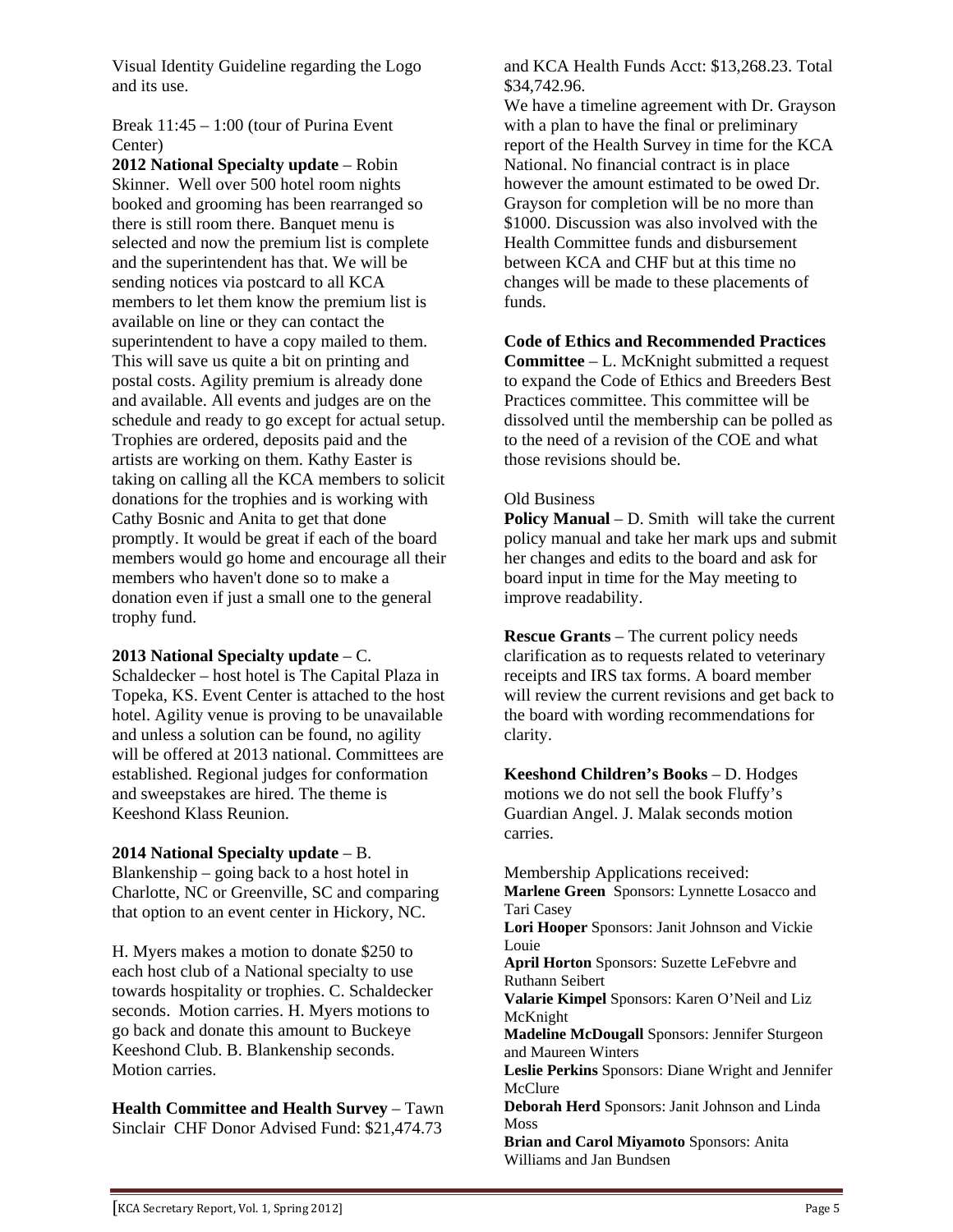Visual Identity Guideline regarding the Logo and its use.

Break 11:45 – 1:00 (tour of Purina Event Center)

**2012 National Specialty update** – Robin Skinner. Well over 500 hotel room nights booked and grooming has been rearranged so there is still room there. Banquet menu is selected and now the premium list is complete and the superintendent has that. We will be sending notices via postcard to all KCA members to let them know the premium list is available on line or they can contact the superintendent to have a copy mailed to them. This will save us quite a bit on printing and postal costs. Agility premium is already done and available. All events and judges are on the schedule and ready to go except for actual setup. Trophies are ordered, deposits paid and the artists are working on them. Kathy Easter is taking on calling all the KCA members to solicit donations for the trophies and is working with Cathy Bosnic and Anita to get that done promptly. It would be great if each of the board members would go home and encourage all their members who haven't done so to make a donation even if just a small one to the general trophy fund.

**2013 National Specialty update** – C. Schaldecker – host hotel is The Capital Plaza in Topeka, KS. Event Center is attached to the host hotel. Agility venue is proving to be unavailable and unless a solution can be found, no agility will be offered at 2013 national. Committees are established. Regional judges for conformation and sweepstakes are hired. The theme is Keeshond Klass Reunion.

**2014 National Specialty update** – B. Blankenship – going back to a host hotel in Charlotte, NC or Greenville, SC and comparing that option to an event center in Hickory, NC.

H. Myers makes a motion to donate $250 to each host club of a National specialty to use towards hospitality or trophies. C. Schaldecker seconds. Motion carries. H. Myers motions to go back and donate this amount to Buckeye Keeshond Club. B. Blankenship seconds. Motion carries.

**Health Committee and Health Survey** – Tawn Sinclair CHF Donor Advised Fund: $21,474.73 and KCA Health Funds Acct: $13,268.23. Total $34,742.96.

We have a timeline agreement with Dr. Grayson with a plan to have the final or preliminary report of the Health Survey in time for the KCA National. No financial contract is in place however the amount estimated to be owed Dr. Grayson for completion will be no more than $1000. Discussion was also involved with the Health Committee funds and disbursement between KCA and CHF but at this time no changes will be made to these placements of funds.

**Code of Ethics and Recommended Practices Committee** – L. McKnight submitted a request to expand the Code of Ethics and Breeders Best Practices committee. This committee will be dissolved until the membership can be polled as to the need of a revision of the COE and what those revisions should be.

Old Business

**Policy Manual** – D. Smith will take the current policy manual and take her mark ups and submit her changes and edits to the board and ask for board input in time for the May meeting to improve readability.

**Rescue Grants** – The current policy needs clarification as to requests related to veterinary receipts and IRS tax forms. A board member will review the current revisions and get back to the board with wording recommendations for clarity.

**Keeshond Children's Books** – D. Hodges motions we do not sell the book Fluffy's Guardian Angel. J. Malak seconds motion carries.

Membership Applications received:

**Marlene Green** Sponsors: Lynnette Losacco and Tari Casey

**Lori Hooper** Sponsors: Janit Johnson and Vickie Louie

**April Horton** Sponsors: Suzette LeFebvre and Ruthann Seibert

**Valarie Kimpel** Sponsors: Karen O'Neil and Liz McKnight

**Madeline McDougall** Sponsors: Jennifer Sturgeon and Maureen Winters

**Leslie Perkins** Sponsors: Diane Wright and Jennifer McClure

**Deborah Herd** Sponsors: Janit Johnson and Linda Moss

**Brian and Carol Miyamoto** Sponsors: Anita Williams and Jan Bundsen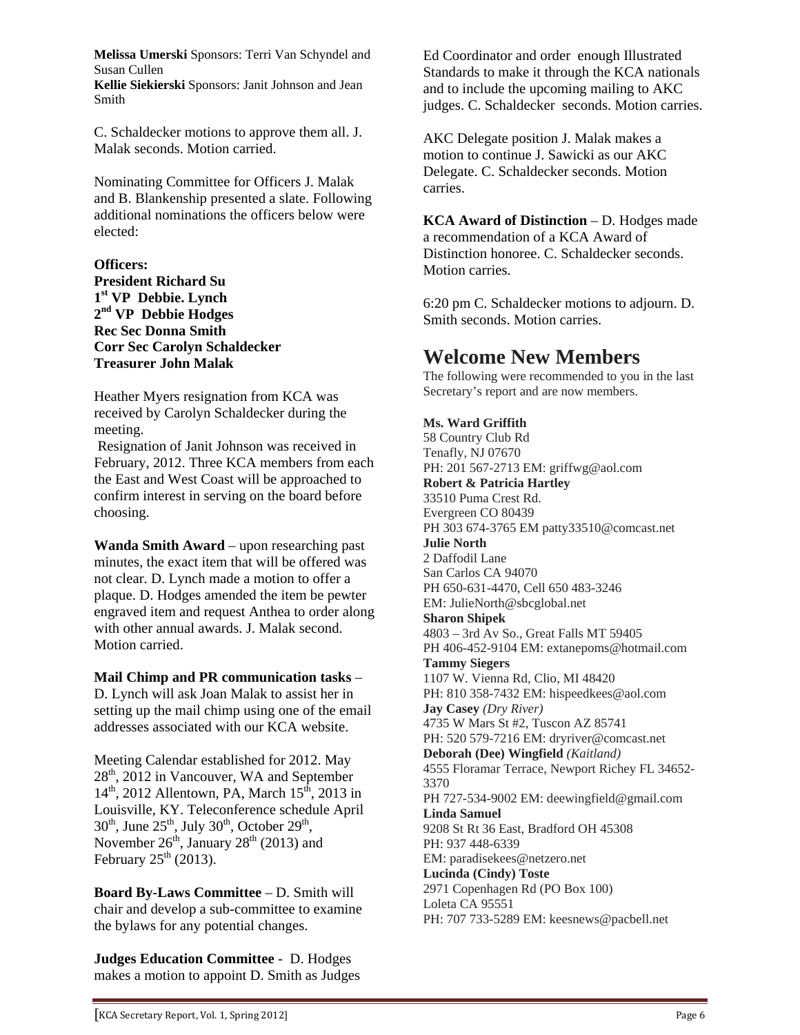**Melissa Umerski** Sponsors: Terri Van Schyndel and Susan Cullen
**Kellie Siekierski** Sponsors: Janit Johnson and Jean Smith

C. Schaldecker motions to approve them all. J. Malak seconds. Motion carried.

Nominating Committee for Officers J. Malak and B. Blankenship presented a slate. Following additional nominations the officers below were elected:

**Officers:**
**President Richard Su**
**1st VP Debbie. Lynch**
**2nd VP Debbie Hodges**
**Rec Sec Donna Smith**
**Corr Sec Carolyn Schaldecker**
**Treasurer John Malak**

Heather Myers resignation from KCA was received by Carolyn Schaldecker during the meeting.
Resignation of Janit Johnson was received in February, 2012. Three KCA members from each the East and West Coast will be approached to confirm interest in serving on the board before choosing.

**Wanda Smith Award** – upon researching past minutes, the exact item that will be offered was not clear. D. Lynch made a motion to offer a plaque. D. Hodges amended the item be pewter engraved item and request Anthea to order along with other annual awards. J. Malak second. Motion carried.

**Mail Chimp and PR communication tasks** – D. Lynch will ask Joan Malak to assist her in setting up the mail chimp using one of the email addresses associated with our KCA website.

Meeting Calendar established for 2012. May 28th, 2012 in Vancouver, WA and September 14th, 2012 Allentown, PA, March 15th, 2013 in Louisville, KY. Teleconference schedule April 30th, June 25th, July 30th, October 29th, November 26th, January 28th (2013) and February 25th (2013).

**Board By-Laws Committee** – D. Smith will chair and develop a sub-committee to examine the bylaws for any potential changes.

**Judges Education Committee** - D. Hodges makes a motion to appoint D. Smith as Judges Ed Coordinator and order enough Illustrated Standards to make it through the KCA nationals and to include the upcoming mailing to AKC judges. C. Schaldecker seconds. Motion carries.

AKC Delegate position J. Malak makes a motion to continue J. Sawicki as our AKC Delegate. C. Schaldecker seconds. Motion carries.

**KCA Award of Distinction** – D. Hodges made a recommendation of a KCA Award of Distinction honoree. C. Schaldecker seconds. Motion carries.

6:20 pm C. Schaldecker motions to adjourn. D. Smith seconds. Motion carries.

# Welcome New Members

The following were recommended to you in the last Secretary's report and are now members.

**Ms. Ward Griffith**
58 Country Club Rd
Tenafly, NJ 07670
PH: 201 567-2713 EM: griffwg@aol.com

**Robert & Patricia Hartley**
33510 Puma Crest Rd.
Evergreen CO 80439
PH 303 674-3765 EM patty33510@comcast.net

**Julie North**
2 Daffodil Lane
San Carlos CA 94070
PH 650-631-4470, Cell 650 483-3246
EM: JulieNorth@sbcglobal.net

**Sharon Shipek**
4803 – 3rd Av So., Great Falls MT 59405
PH 406-452-9104 EM: extanepoms@hotmail.com

**Tammy Siegers**
1107 W. Vienna Rd, Clio, MI 48420
PH: 810 358-7432 EM: hispeedkees@aol.com

**Jay Casey** *(Dry River)*
4735 W Mars St #2, Tuscon AZ 85741
PH: 520 579-7216 EM: dryriver@comcast.net

**Deborah (Dee) Wingfield** *(Kaitland)*
4555 Floramar Terrace, Newport Richey FL 34652-3370
PH 727-534-9002 EM: deewingfield@gmail.com

**Linda Samuel**
9208 St Rt 36 East, Bradford OH 45308
PH: 937 448-6339
EM: paradisekees@netzero.net

**Lucinda (Cindy) Toste**
2971 Copenhagen Rd (PO Box 100)
Loleta CA 95551
PH: 707 733-5289 EM: keesnews@pacbell.net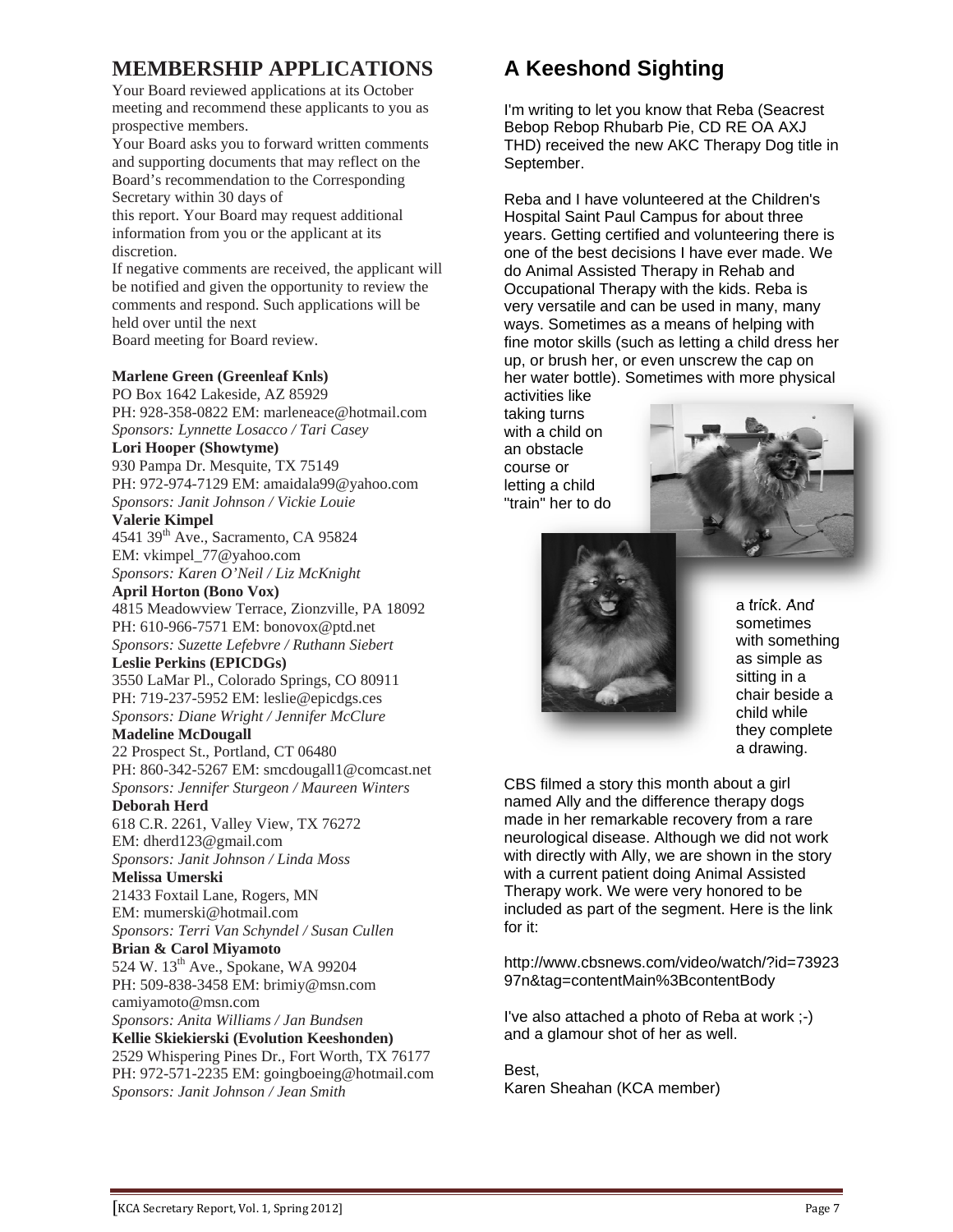## MEMBERSHIP APPLICATIONS

Your Board reviewed applications at its October meeting and recommend these applicants to you as prospective members.

Your Board asks you to forward written comments and supporting documents that may reflect on the Board's recommendation to the Corresponding Secretary within 30 days of this report. Your Board may request additional information from you or the applicant at its discretion.

If negative comments are received, the applicant will be notified and given the opportunity to review the comments and respond. Such applications will be held over until the next Board meeting for Board review.

**Marlene Green (Greenleaf Knls)**
PO Box 1642 Lakeside, AZ 85929
PH: 928-358-0822 EM: marleneace@hotmail.com
*Sponsors: Lynnette Losacco / Tari Casey*

**Lori Hooper (Showtyme)**
930 Pampa Dr. Mesquite, TX 75149
PH: 972-974-7129 EM: amaidala99@yahoo.com
*Sponsors: Janit Johnson / Vickie Louie*

**Valerie Kimpel**
4541 39th Ave., Sacramento, CA 95824
EM: vkimpel_77@yahoo.com
*Sponsors: Karen O'Neil / Liz McKnight*

**April Horton (Bono Vox)**
4815 Meadowview Terrace, Zionzville, PA 18092
PH: 610-966-7571 EM: bonovox@ptd.net
*Sponsors: Suzette Lefebvre / Ruthann Siebert*

**Leslie Perkins (EPICDGs)**
3550 LaMar Pl., Colorado Springs, CO 80911
PH: 719-237-5952 EM: leslie@epicdgs.ces
*Sponsors: Diane Wright / Jennifer McClure*

**Madeline McDougall**
22 Prospect St., Portland, CT 06480
PH: 860-342-5267 EM: smcdougall1@comcast.net
*Sponsors: Jennifer Sturgeon / Maureen Winters*

**Deborah Herd**
618 C.R. 2261, Valley View, TX 76272
EM: dherd123@gmail.com
*Sponsors: Janit Johnson / Linda Moss*

**Melissa Umerski**
21433 Foxtail Lane, Rogers, MN
EM: mumerski@hotmail.com
*Sponsors: Terri Van Schyndel / Susan Cullen*

**Brian & Carol Miyamoto**
524 W. 13th Ave., Spokane, WA 99204
PH: 509-838-3458 EM: brimiy@msn.com
camiyamoto@msn.com
*Sponsors: Anita Williams / Jan Bundsen*

**Kellie Skiekierski (Evolution Keeshonden)**
2529 Whispering Pines Dr., Fort Worth, TX 76177
PH: 972-571-2235 EM: goingboeing@hotmail.com
*Sponsors: Janit Johnson / Jean Smith*

## A Keeshond Sighting

I'm writing to let you know that Reba (Seacrest Bebop Rebop Rhubarb Pie, CD RE OA AXJ THD) received the new AKC Therapy Dog title in September.

Reba and I have volunteered at the Children's Hospital Saint Paul Campus for about three years. Getting certified and volunteering there is one of the best decisions I have ever made. We do Animal Assisted Therapy in Rehab and Occupational Therapy with the kids. Reba is very versatile and can be used in many, many ways. Sometimes as a means of helping with fine motor skills (such as letting a child dress her up, or brush her, or even unscrew the cap on her water bottle). Sometimes with more physical activities like taking turns with a child on an obstacle course or letting a child "train" her to do a trick. And sometimes with something as simple as sitting in a chair beside a child while they complete a drawing.

CBS filmed a story this month about a girl named Ally and the difference therapy dogs made in her remarkable recovery from a rare neurological disease. Although we did not work with directly with Ally, we are shown in the story with a current patient doing Animal Assisted Therapy work. We were very honored to be included as part of the segment. Here is the link for it:

http://www.cbsnews.com/video/watch/?id=7392397n&tag=contentMain%3BcontentBody

I've also attached a photo of Reba at work ;-) and a glamour shot of her as well.

Best,
Karen Sheahan (KCA member)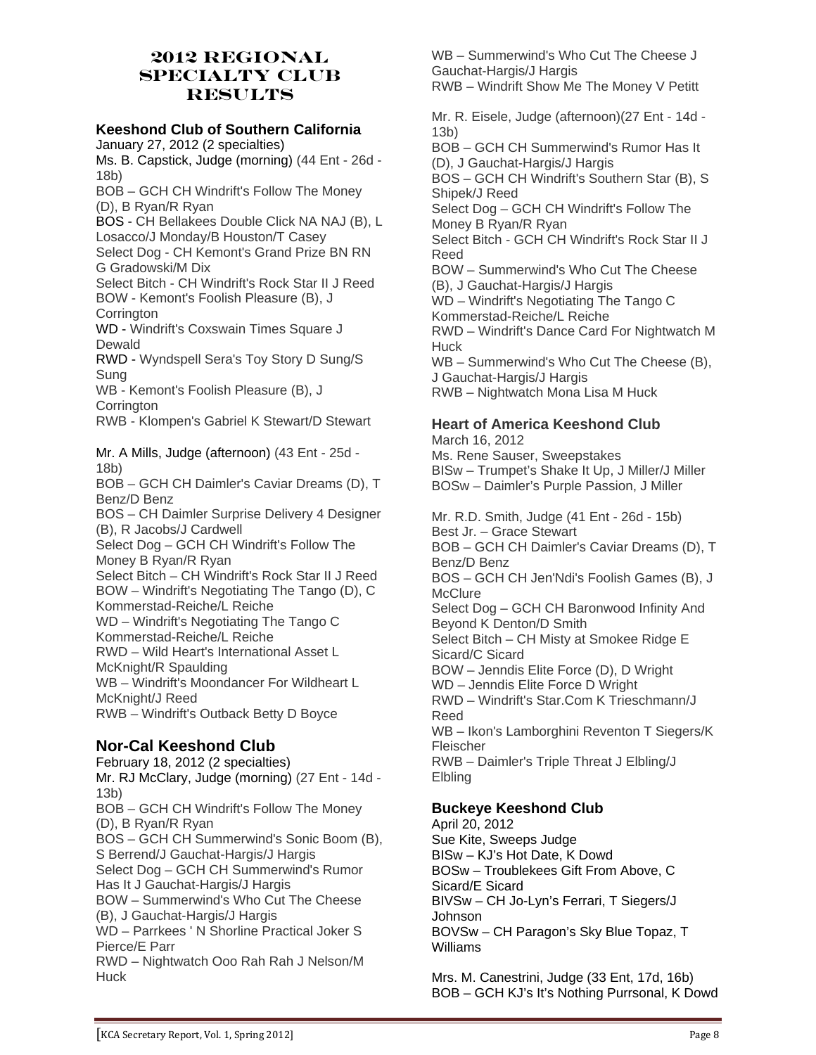# 2012 Regional Specialty Club Results

## Keeshond Club of Southern California

January 27, 2012 (2 specialties)
Ms. B. Capstick, Judge (morning) (44 Ent - 26d - 18b)
BOB – GCH CH Windrift's Follow The Money (D), B Ryan/R Ryan
BOS - CH Bellakees Double Click NA NAJ (B), L Losacco/J Monday/B Houston/T Casey
Select Dog - CH Kemont's Grand Prize BN RN G Gradowski/M Dix
Select Bitch - CH Windrift's Rock Star II J Reed
BOW - Kemont's Foolish Pleasure (B), J Corrington
WD - Windrift's Coxswain Times Square J Dewald
RWD - Wyndspell Sera's Toy Story D Sung/S Sung
WB - Kemont's Foolish Pleasure (B), J Corrington
RWB - Klompen's Gabriel K Stewart/D Stewart

Mr. A Mills, Judge (afternoon) (43 Ent - 25d - 18b)
BOB – GCH CH Daimler's Caviar Dreams (D), T Benz/D Benz
BOS – CH Daimler Surprise Delivery 4 Designer (B), R Jacobs/J Cardwell
Select Dog – GCH CH Windrift's Follow The Money B Ryan/R Ryan
Select Bitch – CH Windrift's Rock Star II J Reed
BOW – Windrift's Negotiating The Tango (D), C Kommerstad-Reiche/L Reiche
WD – Windrift's Negotiating The Tango C Kommerstad-Reiche/L Reiche
RWD – Wild Heart's International Asset L McKnight/R Spaulding
WB – Windrift's Moondancer For Wildheart L McKnight/J Reed
RWB – Windrift's Outback Betty D Boyce

## Nor-Cal Keeshond Club

February 18, 2012 (2 specialties)
Mr. RJ McClary, Judge (morning) (27 Ent - 14d - 13b)
BOB – GCH CH Windrift's Follow The Money (D), B Ryan/R Ryan
BOS – GCH CH Summerwind's Sonic Boom (B), S Berrend/J Gauchat-Hargis/J Hargis
Select Dog – GCH CH Summerwind's Rumor Has It J Gauchat-Hargis/J Hargis
BOW – Summerwind's Who Cut The Cheese (B), J Gauchat-Hargis/J Hargis
WD – Parrkees ' N Shorline Practical Joker S Pierce/E Parr
RWD – Nightwatch Ooo Rah Rah J Nelson/M Huck
WB – Summerwind's Who Cut The Cheese J Gauchat-Hargis/J Hargis
RWB – Windrift Show Me The Money V Petitt

Mr. R. Eisele, Judge (afternoon)(27 Ent - 14d - 13b)
BOB – GCH CH Summerwind's Rumor Has It (D), J Gauchat-Hargis/J Hargis
BOS – GCH CH Windrift's Southern Star (B), S Shipek/J Reed
Select Dog – GCH CH Windrift's Follow The Money B Ryan/R Ryan
Select Bitch - GCH CH Windrift's Rock Star II J Reed
BOW – Summerwind's Who Cut The Cheese (B), J Gauchat-Hargis/J Hargis
WD – Windrift's Negotiating The Tango C Kommerstad-Reiche/L Reiche
RWD – Windrift's Dance Card For Nightwatch M Huck
WB – Summerwind's Who Cut The Cheese (B), J Gauchat-Hargis/J Hargis
RWB – Nightwatch Mona Lisa M Huck

## Heart of America Keeshond Club

March 16, 2012
Ms. Rene Sauser, Sweepstakes
BISw – Trumpet's Shake It Up, J Miller/J Miller
BOSw – Daimler's Purple Passion, J Miller

Mr. R.D. Smith, Judge (41 Ent - 26d - 15b)
Best Jr. – Grace Stewart
BOB – GCH CH Daimler's Caviar Dreams (D), T Benz/D Benz
BOS – GCH CH Jen'Ndi's Foolish Games (B), J McClure
Select Dog – GCH CH Baronwood Infinity And Beyond K Denton/D Smith
Select Bitch – CH Misty at Smokee Ridge E Sicard/C Sicard
BOW – Jenndis Elite Force (D), D Wright
WD – Jenndis Elite Force D Wright
RWD – Windrift's Star.Com K Trieschmann/J Reed
WB – Ikon's Lamborghini Reventon T Siegers/K Fleischer
RWB – Daimler's Triple Threat J Elbling/J Elbling

## Buckeye Keeshond Club

April 20, 2012
Sue Kite, Sweeps Judge
BISw – KJ's Hot Date, K Dowd
BOSw – Troublekees Gift From Above, C Sicard/E Sicard
BIVSw – CH Jo-Lyn's Ferrari, T Siegers/J Johnson
BOVSw – CH Paragon's Sky Blue Topaz, T Williams

Mrs. M. Canestrini, Judge (33 Ent, 17d, 16b)
BOB – GCH KJ's It's Nothing Purrsonal, K Dowd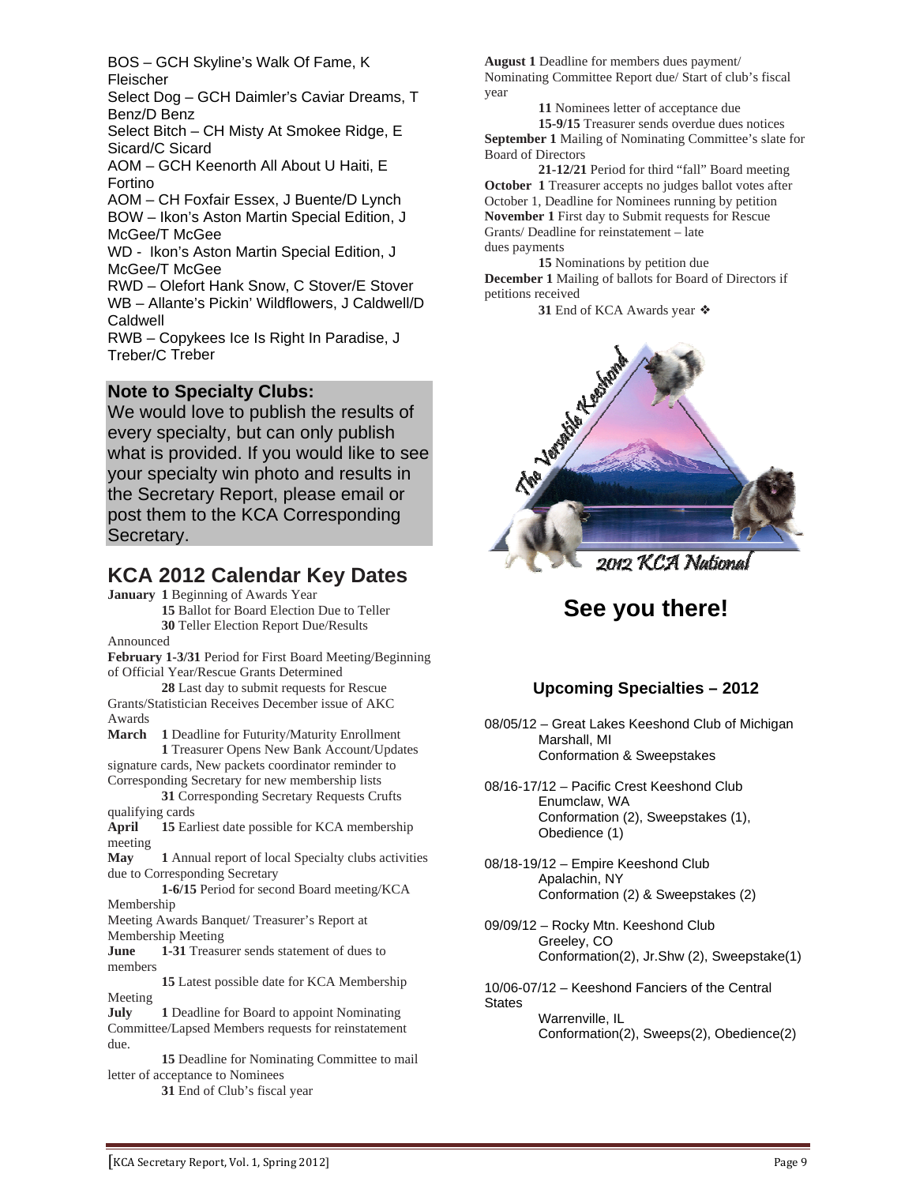BOS – GCH Skyline's Walk Of Fame, K Fleischer
Select Dog – GCH Daimler's Caviar Dreams, T Benz/D Benz
Select Bitch – CH Misty At Smokee Ridge, E Sicard/C Sicard
AOM – GCH Keenorth All About U Haiti, E Fortino
AOM – CH Foxfair Essex, J Buente/D Lynch
BOW – Ikon's Aston Martin Special Edition, J McGee/T McGee
WD - Ikon's Aston Martin Special Edition, J McGee/T McGee
RWD – Olefort Hank Snow, C Stover/E Stover
WB – Allante's Pickin' Wildflowers, J Caldwell/D Caldwell
RWB – Copykees Ice Is Right In Paradise, J Treber/C Treber

**Note to Specialty Clubs:**
We would love to publish the results of every specialty, but can only publish what is provided. If you would like to see your specialty win photo and results in the Secretary Report, please email or post them to the KCA Corresponding Secretary.

## KCA 2012 Calendar Key Dates

**January 1** Beginning of Awards Year
**15** Ballot for Board Election Due to Teller
**30** Teller Election Report Due/Results Announced

**February 1-3/31** Period for First Board Meeting/Beginning of Official Year/Rescue Grants Determined
**28** Last day to submit requests for Rescue Grants/Statistician Receives December issue of AKC Awards

**March 1** Deadline for Futurity/Maturity Enrollment
**1** Treasurer Opens New Bank Account/Updates signature cards, New packets coordinator reminder to Corresponding Secretary for new membership lists
**31** Corresponding Secretary Requests Crufts qualifying cards

**April 15** Earliest date possible for KCA membership meeting

**May 1** Annual report of local Specialty clubs activities due to Corresponding Secretary
**1-6/15** Period for second Board meeting/KCA Membership Meeting Awards Banquet/ Treasurer's Report at Membership Meeting

**June 1-31** Treasurer sends statement of dues to members
**15** Latest possible date for KCA Membership Meeting

**July 1** Deadline for Board to appoint Nominating Committee/Lapsed Members requests for reinstatement due.
**15** Deadline for Nominating Committee to mail letter of acceptance to Nominees
**31** End of Club's fiscal year

**August 1** Deadline for members dues payment/ Nominating Committee Report due/ Start of club's fiscal year
**11** Nominees letter of acceptance due
**15-9/15** Treasurer sends overdue dues notices

**September 1** Mailing of Nominating Committee's slate for Board of Directors
**21-12/21** Period for third "fall" Board meeting

**October 1** Treasurer accepts no judges ballot votes after October 1, Deadline for Nominees running by petition

**November 1** First day to Submit requests for Rescue Grants/ Deadline for reinstatement – late dues payments
**15** Nominations by petition due

**December 1** Mailing of ballots for Board of Directors if petitions received
**31** End of KCA Awards year ❖

The Versatile Keeshond
2012 KCA National

## See you there!

### Upcoming Specialties – 2012

08/05/12 – Great Lakes Keeshond Club of Michigan
Marshall, MI
Conformation & Sweepstakes

08/16-17/12 – Pacific Crest Keeshond Club
Enumclaw, WA
Conformation (2), Sweepstakes (1), Obedience (1)

08/18-19/12 – Empire Keeshond Club
Apalachin, NY
Conformation (2) & Sweepstakes (2)

09/09/12 – Rocky Mtn. Keeshond Club
Greeley, CO
Conformation(2), Jr.Shw (2), Sweepstake(1)

10/06-07/12 – Keeshond Fanciers of the Central States
Warrenville, IL
Conformation(2), Sweeps(2), Obedience(2)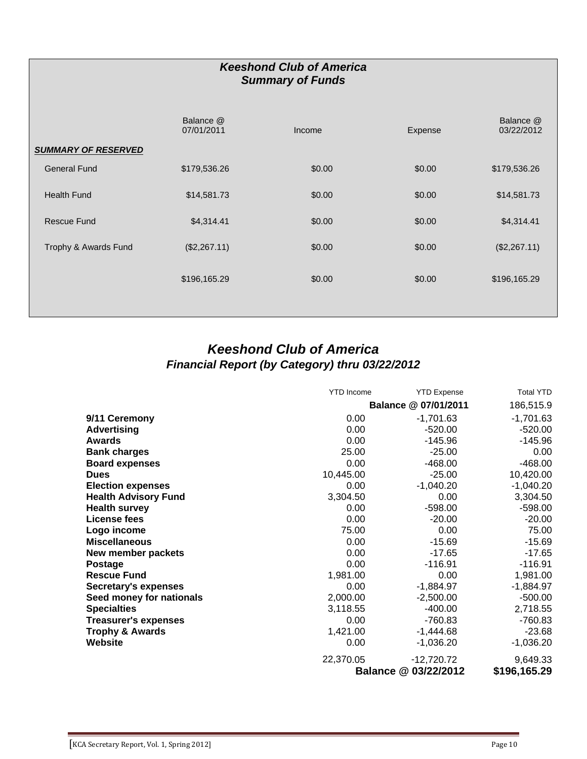## *Keeshond Club of America*
## *Summary of Funds*

| | Balance @ 07/01/2011 | Income | Expense | Balance @ 03/22/2012 |
|---|---|---|---|---|
| ***SUMMARY OF RESERVED*** | | | | |
| General Fund | $179,536.26 | $0.00 | $0.00 | $179,536.26 |
| Health Fund | $14,581.73 | $0.00 | $0.00 | $14,581.73 |
| Rescue Fund | $4,314.41 | $0.00 | $0.00 | $4,314.41 |
| Trophy & Awards Fund | ($2,267.11) | $0.00 | $0.00 | ($2,267.11) |
| | $196,165.29 | $0.00 | $0.00 | $196,165.29 |

## *Keeshond Club of America*
### *Financial Report (by Category) thru 03/22/2012*

| | YTD Income | YTD Expense | Total YTD |
|---|---|---|---|
| | | **Balance @ 07/01/2011** | 186,515.9 |
| **9/11 Ceremony** | 0.00 | -1,701.63 | -1,701.63 |
| **Advertising** | 0.00 | -520.00 | -520.00 |
| **Awards** | 0.00 | -145.96 | -145.96 |
| **Bank charges** | 25.00 | -25.00 | 0.00 |
| **Board expenses** | 0.00 | -468.00 | -468.00 |
| **Dues** | 10,445.00 | -25.00 | 10,420.00 |
| **Election expenses** | 0.00 | -1,040.20 | -1,040.20 |
| **Health Advisory Fund** | 3,304.50 | 0.00 | 3,304.50 |
| **Health survey** | 0.00 | -598.00 | -598.00 |
| **License fees** | 0.00 | -20.00 | -20.00 |
| **Logo income** | 75.00 | 0.00 | 75.00 |
| **Miscellaneous** | 0.00 | -15.69 | -15.69 |
| **New member packets** | 0.00 | -17.65 | -17.65 |
| **Postage** | 0.00 | -116.91 | -116.91 |
| **Rescue Fund** | 1,981.00 | 0.00 | 1,981.00 |
| **Secretary's expenses** | 0.00 | -1,884.97 | -1,884.97 |
| **Seed money for nationals** | 2,000.00 | -2,500.00 | -500.00 |
| **Specialties** | 3,118.55 | -400.00 | 2,718.55 |
| **Treasurer's expenses** | 0.00 | -760.83 | -760.83 |
| **Trophy & Awards** | 1,421.00 | -1,444.68 | -23.68 |
| **Website** | 0.00 | -1,036.20 | -1,036.20 |
| | 22,370.05 | -12,720.72 | 9,649.33 |
| | | **Balance @ 03/22/2012** | **$196,165.29** |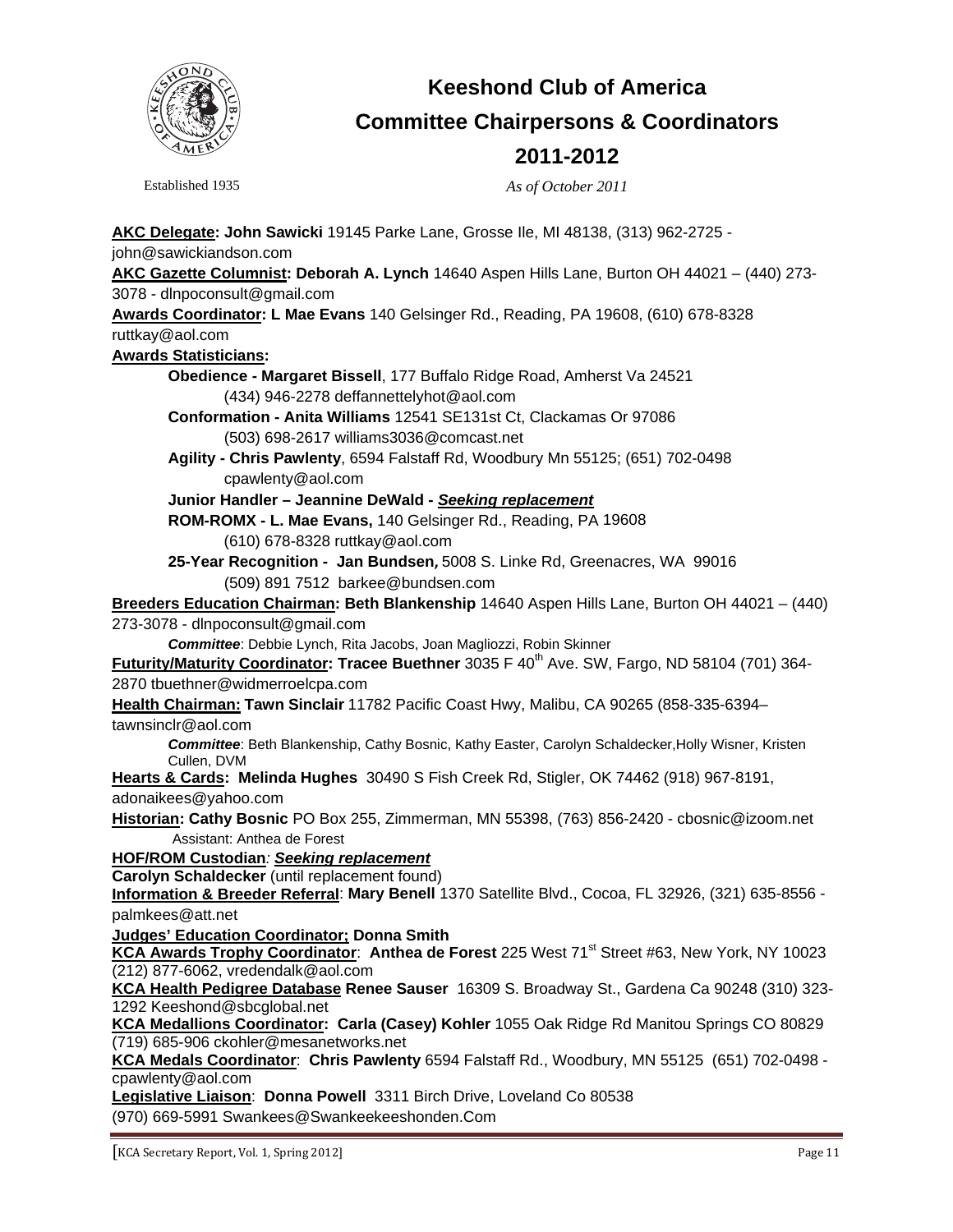# Keeshond Club of America

## Committee Chairpersons & Coordinators

## 2011-2012

Established 1935

*As of October 2011*

**AKC Delegate: John Sawicki** 19145 Parke Lane, Grosse Ile, MI 48138, (313) 962-2725 - john@sawickiandson.com

**AKC Gazette Columnist: Deborah A. Lynch** 14640 Aspen Hills Lane, Burton OH 44021 – (440) 273-3078 - dlnpoconsult@gmail.com

**Awards Coordinator: L Mae Evans** 140 Gelsinger Rd., Reading, PA 19608, (610) 678-8328 ruttkay@aol.com

**Awards Statisticians:**

- **Obedience - Margaret Bissell**, 177 Buffalo Ridge Road, Amherst Va 24521
  (434) 946-2278 deffannettelyhot@aol.com
- **Conformation - Anita Williams** 12541 SE131st Ct, Clackamas Or 97086
  (503) 698-2617 williams3036@comcast.net
- **Agility - Chris Pawlenty**, 6594 Falstaff Rd, Woodbury Mn 55125; (651) 702-0498
  cpawlenty@aol.com
- **Junior Handler – Jeannine DeWald - *Seeking replacement***
- **ROM-ROMX - L. Mae Evans,** 140 Gelsinger Rd., Reading, PA 19608
  (610) 678-8328 ruttkay@aol.com
- **25-Year Recognition - Jan Bundsen,** 5008 S. Linke Rd, Greenacres, WA 99016
  (509) 891 7512 barkee@bundsen.com

**Breeders Education Chairman: Beth Blankenship** 14640 Aspen Hills Lane, Burton OH 44021 – (440) 273-3078 - dlnpoconsult@gmail.com

*Committee*: Debbie Lynch, Rita Jacobs, Joan Magliozzi, Robin Skinner

**Futurity/Maturity Coordinator: Tracee Buethner** 3035 F 40th Ave. SW, Fargo, ND 58104 (701) 364-2870 tbuethner@widmerroelcpa.com

**Health Chairman: Tawn Sinclair** 11782 Pacific Coast Hwy, Malibu, CA 90265 (858-335-6394– tawnsinclr@aol.com

*Committee*: Beth Blankenship, Cathy Bosnic, Kathy Easter, Carolyn Schaldecker,Holly Wisner, Kristen Cullen, DVM

**Hearts & Cards: Melinda Hughes** 30490 S Fish Creek Rd, Stigler, OK 74462 (918) 967-8191, adonaikees@yahoo.com

**Historian: Cathy Bosnic** PO Box 255, Zimmerman, MN 55398, (763) 856-2420 - cbosnic@izoom.net
Assistant: Anthea de Forest

**HOF/ROM Custodian*: Seeking replacement***

**Carolyn Schaldecker** (until replacement found)

**Information & Breeder Referral**: **Mary Benell** 1370 Satellite Blvd., Cocoa, FL 32926, (321) 635-8556 - palmkees@att.net

**Judges' Education Coordinator; Donna Smith**

**KCA Awards Trophy Coordinator**: **Anthea de Forest** 225 West 71st Street #63, New York, NY 10023 (212) 877-6062, vredendalk@aol.com

**KCA Health Pedigree Database Renee Sauser** 16309 S. Broadway St., Gardena Ca 90248 (310) 323-1292 Keeshond@sbcglobal.net

**KCA Medallions Coordinator: Carla (Casey) Kohler** 1055 Oak Ridge Rd Manitou Springs CO 80829 (719) 685-906 ckohler@mesanetworks.net

**KCA Medals Coordinator**: **Chris Pawlenty** 6594 Falstaff Rd., Woodbury, MN 55125 (651) 702-0498 - cpawlenty@aol.com

**Legislative Liaison**: **Donna Powell** 3311 Birch Drive, Loveland Co 80538
(970) 669-5991 Swankees@Swankeekeeshonden.Com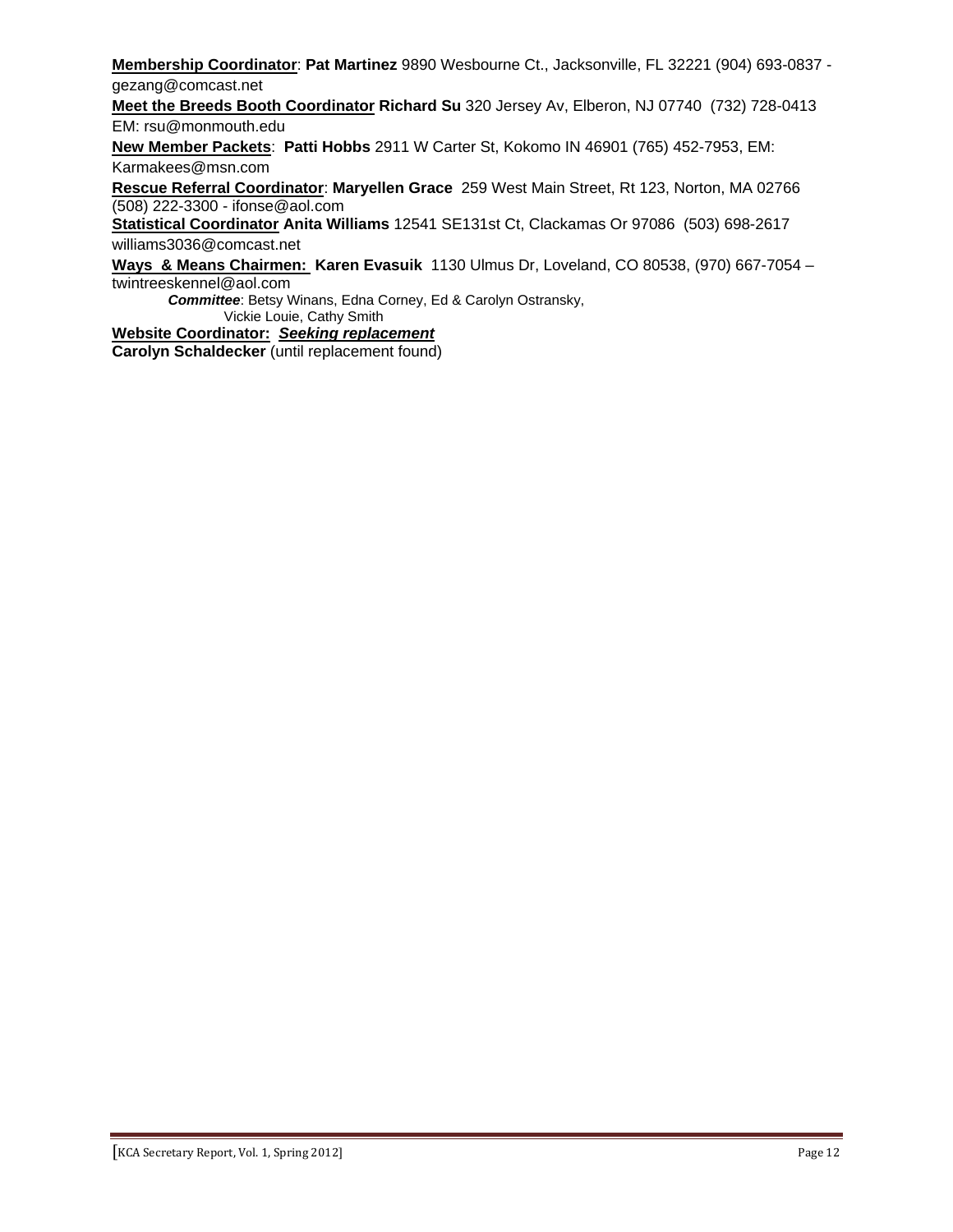**Membership Coordinator**: **Pat Martinez** 9890 Wesbourne Ct., Jacksonville, FL 32221 (904) 693-0837 - gezang@comcast.net

**Meet the Breeds Booth Coordinator** **Richard Su** 320 Jersey Av, Elberon, NJ 07740 (732) 728-0413 EM: rsu@monmouth.edu

**New Member Packets**: **Patti Hobbs** 2911 W Carter St, Kokomo IN 46901 (765) 452-7953, EM: Karmakees@msn.com

**Rescue Referral Coordinator**: **Maryellen Grace** 259 West Main Street, Rt 123, Norton, MA 02766 (508) 222-3300 - ifonse@aol.com

**Statistical Coordinator** **Anita Williams** 12541 SE131st Ct, Clackamas Or 97086 (503) 698-2617 williams3036@comcast.net

**Ways & Means Chairmen:** **Karen Evasuik** 1130 Ulmus Dr, Loveland, CO 80538, (970) 667-7054 – twintreeskennel@aol.com

***Committee***: Betsy Winans, Edna Corney, Ed & Carolyn Ostransky, Vickie Louie, Cathy Smith

**Website Coordinator:** ***Seeking replacement***

**Carolyn Schaldecker** (until replacement found)